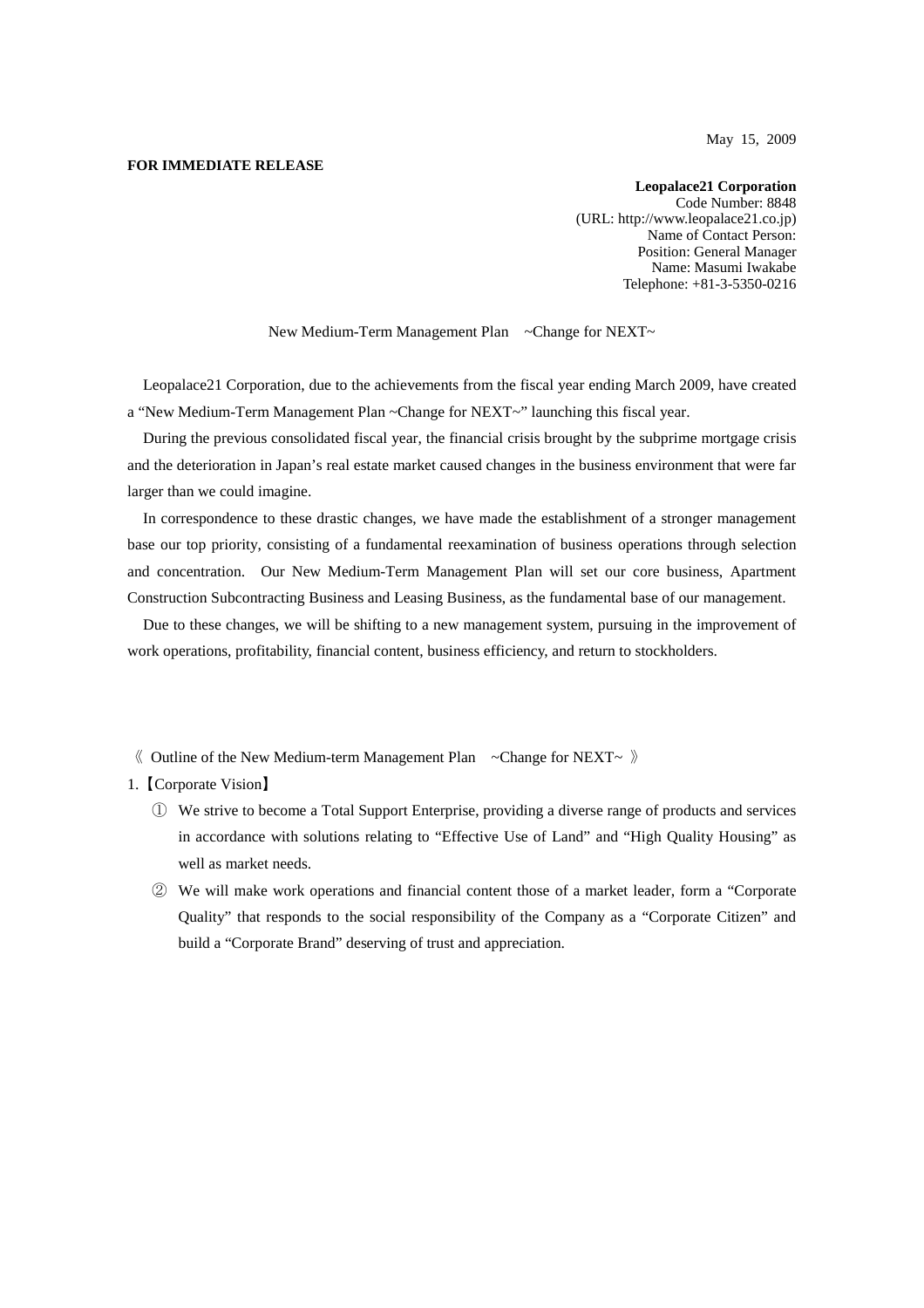May 15, 2009

**FOR IMMEDIATE RELEASE**

**Leopalace21 Corporation**
Code Number: 8848
(URL: http://www.leopalace21.co.jp)
Name of Contact Person:
Position: General Manager
Name: Masumi Iwakabe
Telephone: +81-3-5350-0216

New Medium-Term Management Plan ~Change for NEXT~

Leopalace21 Corporation, due to the achievements from the fiscal year ending March 2009, have created a "New Medium-Term Management Plan ~Change for NEXT~" launching this fiscal year.

During the previous consolidated fiscal year, the financial crisis brought by the subprime mortgage crisis and the deterioration in Japan's real estate market caused changes in the business environment that were far larger than we could imagine.

In correspondence to these drastic changes, we have made the establishment of a stronger management base our top priority, consisting of a fundamental reexamination of business operations through selection and concentration. Our New Medium-Term Management Plan will set our core business, Apartment Construction Subcontracting Business and Leasing Business, as the fundamental base of our management.

Due to these changes, we will be shifting to a new management system, pursuing in the improvement of work operations, profitability, financial content, business efficiency, and return to stockholders.

《 Outline of the New Medium-term Management Plan ~Change for NEXT~ 》

1.【Corporate Vision】

① We strive to become a Total Support Enterprise, providing a diverse range of products and services in accordance with solutions relating to "Effective Use of Land" and "High Quality Housing" as well as market needs.

② We will make work operations and financial content those of a market leader, form a "Corporate Quality" that responds to the social responsibility of the Company as a "Corporate Citizen" and build a "Corporate Brand" deserving of trust and appreciation.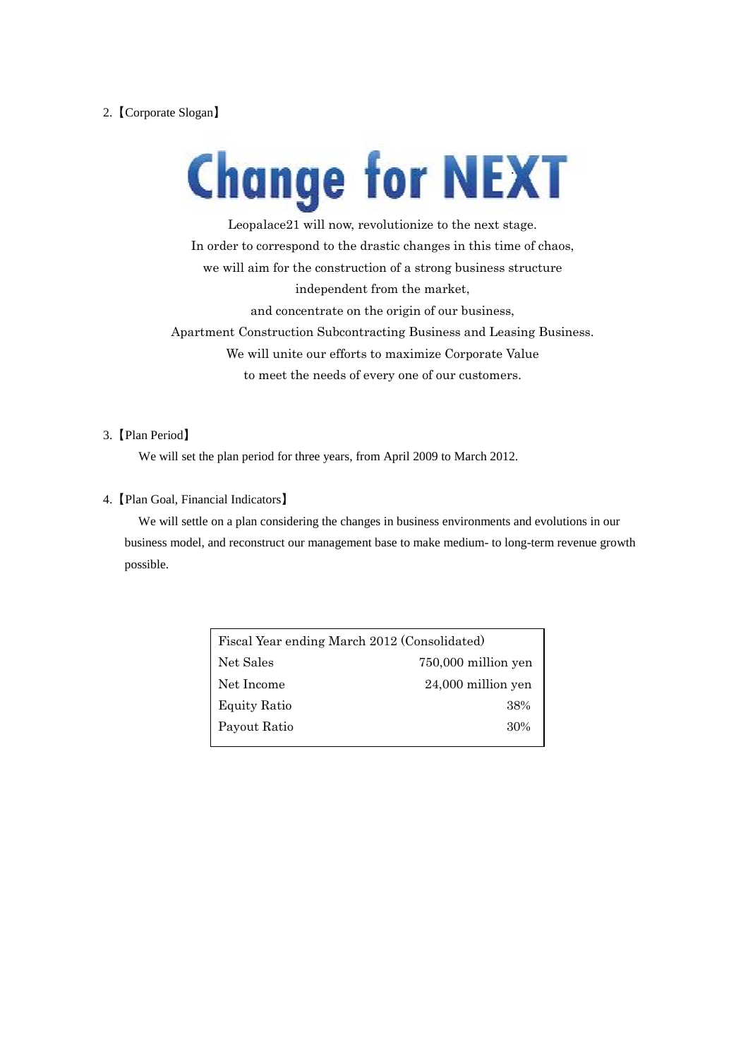2.【Corporate Slogan】

# Change for NEXT

Leopalace21 will now, revolutionize to the next stage.
In order to correspond to the drastic changes in this time of chaos,
we will aim for the construction of a strong business structure
independent from the market,
and concentrate on the origin of our business,
Apartment Construction Subcontracting Business and Leasing Business.
We will unite our efforts to maximize Corporate Value
to meet the needs of every one of our customers.

3.【Plan Period】

We will set the plan period for three years, from April 2009 to March 2012.

4.【Plan Goal, Financial Indicators】

We will settle on a plan considering the changes in business environments and evolutions in our business model, and reconstruct our management base to make medium- to long-term revenue growth possible.

| Fiscal Year ending March 2012 (Consolidated) | |
|---|---|
| Net Sales | 750,000 million yen |
| Net Income | 24,000 million yen |
| Equity Ratio | 38% |
| Payout Ratio | 30% |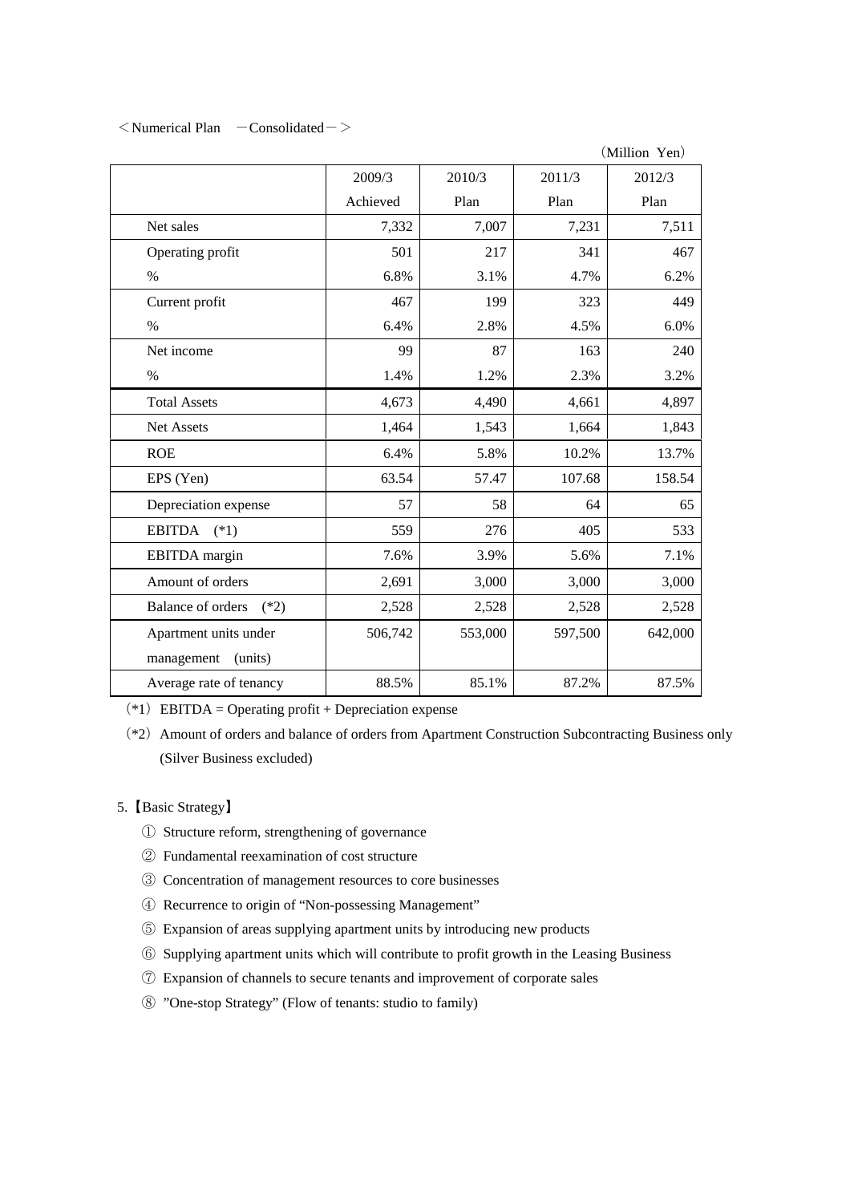＜Numerical Plan －Consolidated－＞

（Million Yen）

| | 2009/3 Achieved | 2010/3 Plan | 2011/3 Plan | 2012/3 Plan |
|---|---|---|---|---|
| Net sales | 7,332 | 7,007 | 7,231 | 7,511 |
| Operating profit | 501 | 217 | 341 | 467 |
| % | 6.8% | 3.1% | 4.7% | 6.2% |
| Current profit | 467 | 199 | 323 | 449 |
| % | 6.4% | 2.8% | 4.5% | 6.0% |
| Net income | 99 | 87 | 163 | 240 |
| % | 1.4% | 1.2% | 2.3% | 3.2% |
| Total Assets | 4,673 | 4,490 | 4,661 | 4,897 |
| Net Assets | 1,464 | 1,543 | 1,664 | 1,843 |
| ROE | 6.4% | 5.8% | 10.2% | 13.7% |
| EPS (Yen) | 63.54 | 57.47 | 107.68 | 158.54 |
| Depreciation expense | 57 | 58 | 64 | 65 |
| EBITDA (*1) | 559 | 276 | 405 | 533 |
| EBITDA margin | 7.6% | 3.9% | 5.6% | 7.1% |
| Amount of orders | 2,691 | 3,000 | 3,000 | 3,000 |
| Balance of orders (*2) | 2,528 | 2,528 | 2,528 | 2,528 |
| Apartment units under management (units) | 506,742 | 553,000 | 597,500 | 642,000 |
| Average rate of tenancy | 88.5% | 85.1% | 87.2% | 87.5% |

（*1）EBITDA = Operating profit + Depreciation expense

（*2）Amount of orders and balance of orders from Apartment Construction Subcontracting Business only (Silver Business excluded)

5.【Basic Strategy】

① Structure reform, strengthening of governance
② Fundamental reexamination of cost structure
③ Concentration of management resources to core businesses
④ Recurrence to origin of "Non-possessing Management"
⑤ Expansion of areas supplying apartment units by introducing new products
⑥ Supplying apartment units which will contribute to profit growth in the Leasing Business
⑦ Expansion of channels to secure tenants and improvement of corporate sales
⑧ "One-stop Strategy" (Flow of tenants: studio to family)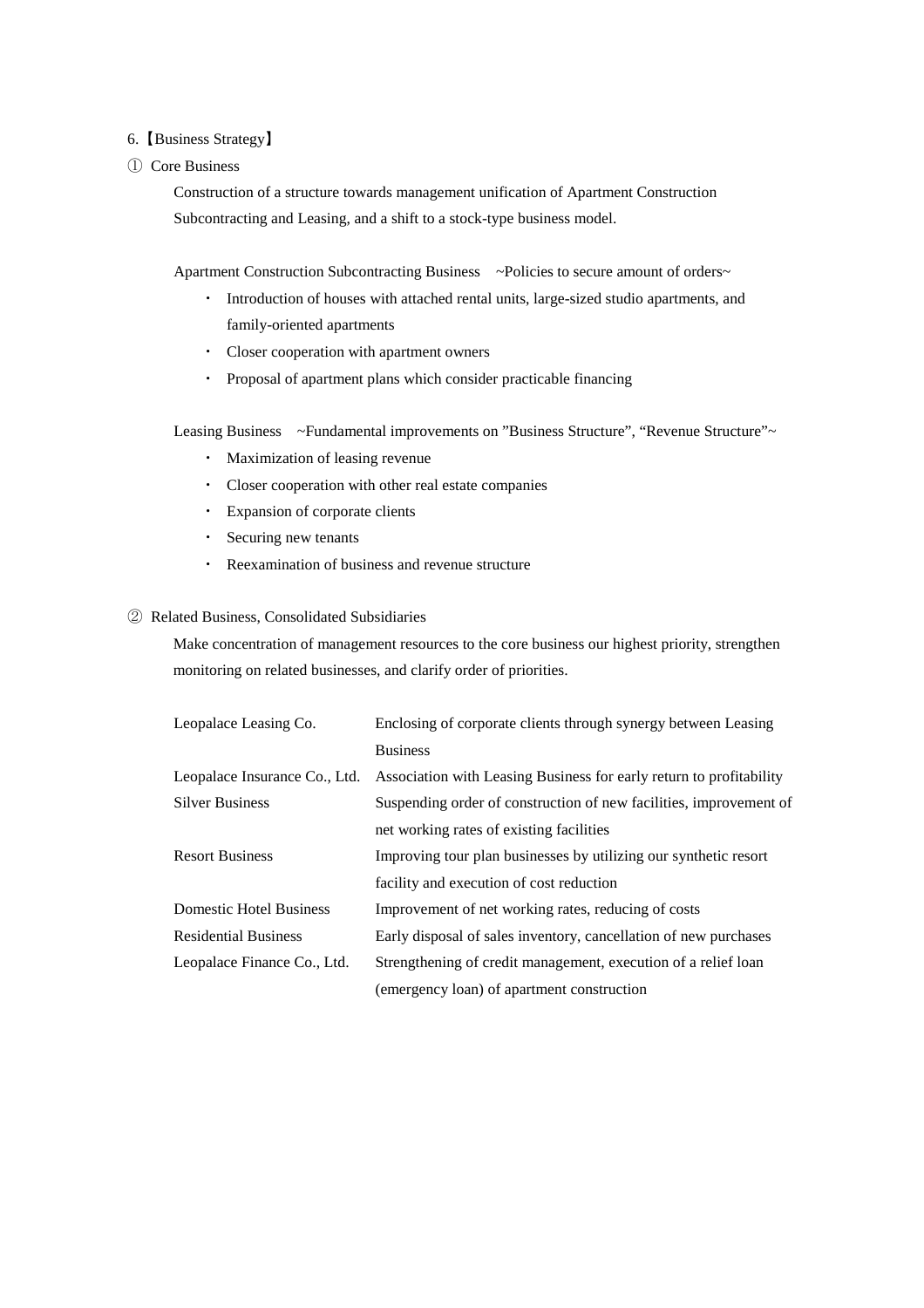## 6.【Business Strategy】

① Core Business

Construction of a structure towards management unification of Apartment Construction Subcontracting and Leasing, and a shift to a stock-type business model.

Apartment Construction Subcontracting Business　~Policies to secure amount of orders~

- Introduction of houses with attached rental units, large-sized studio apartments, and family-oriented apartments
- Closer cooperation with apartment owners
- Proposal of apartment plans which consider practicable financing

Leasing Business　~Fundamental improvements on "Business Structure", "Revenue Structure"~

- Maximization of leasing revenue
- Closer cooperation with other real estate companies
- Expansion of corporate clients
- Securing new tenants
- Reexamination of business and revenue structure

② Related Business, Consolidated Subsidiaries

Make concentration of management resources to the core business our highest priority, strengthen monitoring on related businesses, and clarify order of priorities.

| | |
|---|---|
| Leopalace Leasing Co. | Enclosing of corporate clients through synergy between Leasing Business |
| Leopalace Insurance Co., Ltd. | Association with Leasing Business for early return to profitability |
| Silver Business | Suspending order of construction of new facilities, improvement of net working rates of existing facilities |
| Resort Business | Improving tour plan businesses by utilizing our synthetic resort facility and execution of cost reduction |
| Domestic Hotel Business | Improvement of net working rates, reducing of costs |
| Residential Business | Early disposal of sales inventory, cancellation of new purchases |
| Leopalace Finance Co., Ltd. | Strengthening of credit management, execution of a relief loan (emergency loan) of apartment construction |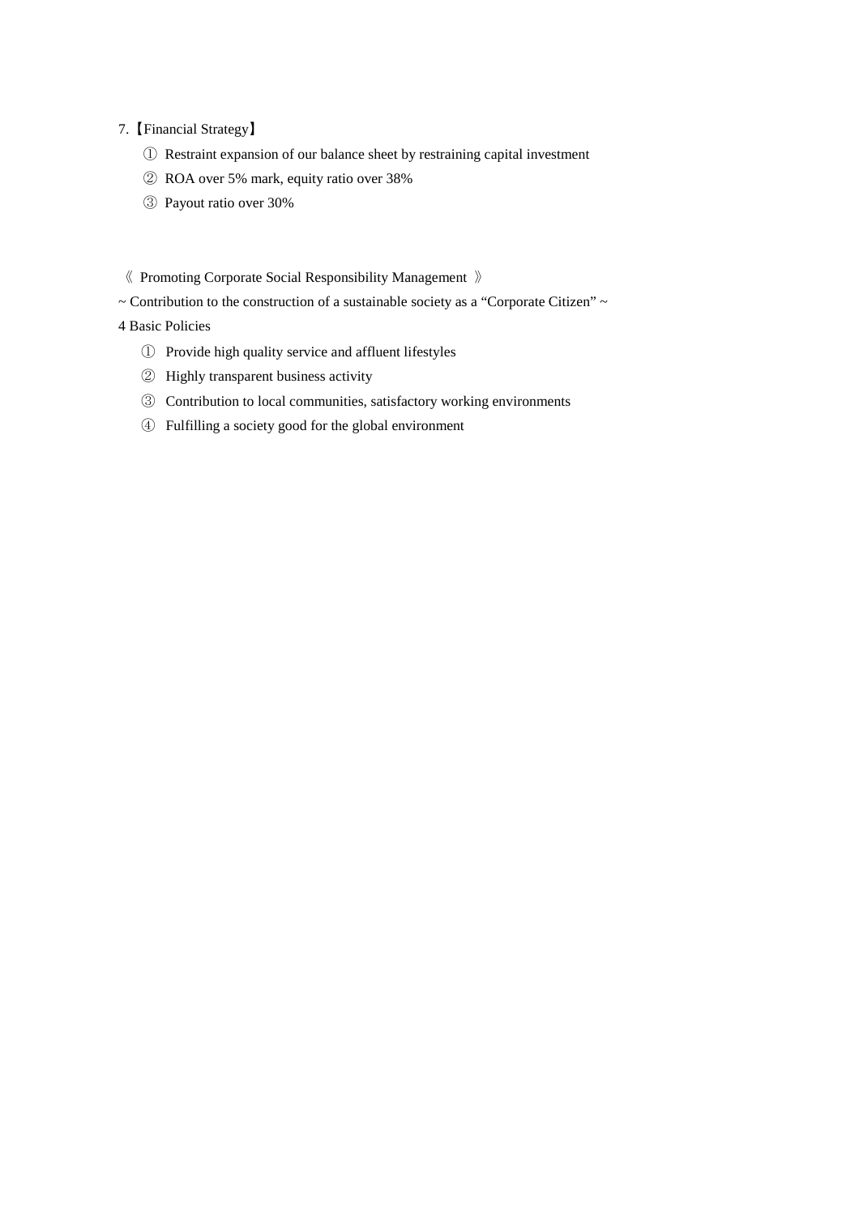7.【Financial Strategy】

① Restraint expansion of our balance sheet by restraining capital investment

② ROA over 5% mark, equity ratio over 38%

③ Payout ratio over 30%

《 Promoting Corporate Social Responsibility Management 》

~ Contribution to the construction of a sustainable society as a "Corporate Citizen" ~

4 Basic Policies

① Provide high quality service and affluent lifestyles

② Highly transparent business activity

③ Contribution to local communities, satisfactory working environments

④ Fulfilling a society good for the global environment